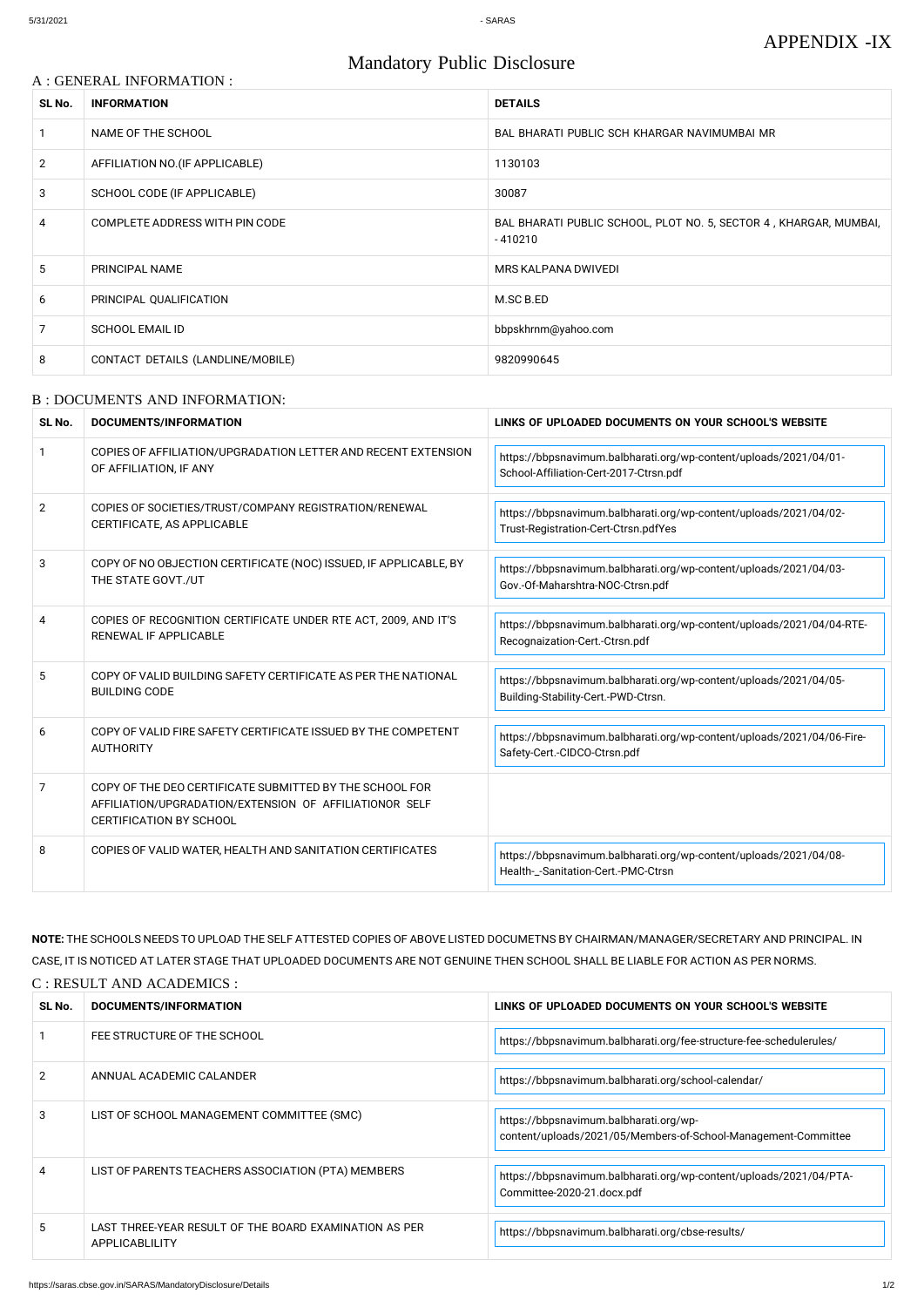# APPENDIX -IX

# Mandatory Public Disclosure

## A : GENERAL INFORMATION :

| SL No. | INFORMATION | DETAILS |
|---|---|---|
| 1 | NAME OF THE SCHOOL | BAL BHARATI PUBLIC SCH KHARGAR NAVIMUMBAI MR |
| 2 | AFFILIATION NO.(IF APPLICABLE) | 1130103 |
| 3 | SCHOOL CODE (IF APPLICABLE) | 30087 |
| 4 | COMPLETE ADDRESS WITH PIN CODE | BAL BHARATI PUBLIC SCHOOL, PLOT NO. 5, SECTOR 4 , KHARGAR, MUMBAI, - 410210 |
| 5 | PRINCIPAL NAME | MRS KALPANA DWIVEDI |
| 6 | PRINCIPAL QUALIFICATION | M.SC B.ED |
| 7 | SCHOOL EMAIL ID | bbpskhrnm@yahoo.com |
| 8 | CONTACT DETAILS (LANDLINE/MOBILE) | 9820990645 |

## B : DOCUMENTS AND INFORMATION:

| SL No. | DOCUMENTS/INFORMATION | LINKS OF UPLOADED DOCUMENTS ON YOUR SCHOOL'S WEBSITE |
|---|---|---|
| 1 | COPIES OF AFFILIATION/UPGRADATION LETTER AND RECENT EXTENSION OF AFFILIATION, IF ANY | https://bbpsnavimum.balbharati.org/wp-content/uploads/2021/04/01-School-Affiliation-Cert-2017-Ctrsn.pdf |
| 2 | COPIES OF SOCIETIES/TRUST/COMPANY REGISTRATION/RENEWAL CERTIFICATE, AS APPLICABLE | https://bbpsnavimum.balbharati.org/wp-content/uploads/2021/04/02-Trust-Registration-Cert-Ctrsn.pdfYes |
| 3 | COPY OF NO OBJECTION CERTIFICATE (NOC) ISSUED, IF APPLICABLE, BY THE STATE GOVT./UT | https://bbpsnavimum.balbharati.org/wp-content/uploads/2021/04/03-Gov.-Of-Maharshtra-NOC-Ctrsn.pdf |
| 4 | COPIES OF RECOGNITION CERTIFICATE UNDER RTE ACT, 2009, AND IT'S RENEWAL IF APPLICABLE | https://bbpsnavimum.balbharati.org/wp-content/uploads/2021/04/04-RTE-Recognaization-Cert.-Ctrsn.pdf |
| 5 | COPY OF VALID BUILDING SAFETY CERTIFICATE AS PER THE NATIONAL BUILDING CODE | https://bbpsnavimum.balbharati.org/wp-content/uploads/2021/04/05-Building-Stability-Cert.-PWD-Ctrsn. |
| 6 | COPY OF VALID FIRE SAFETY CERTIFICATE ISSUED BY THE COMPETENT AUTHORITY | https://bbpsnavimum.balbharati.org/wp-content/uploads/2021/04/06-Fire-Safety-Cert.-CIDCO-Ctrsn.pdf |
| 7 | COPY OF THE DEO CERTIFICATE SUBMITTED BY THE SCHOOL FOR AFFILIATION/UPGRADATION/EXTENSION OF AFFILIATIONOR SELF CERTIFICATION BY SCHOOL | |
| 8 | COPIES OF VALID WATER, HEALTH AND SANITATION CERTIFICATES | https://bbpsnavimum.balbharati.org/wp-content/uploads/2021/04/08-Health-_-Sanitation-Cert.-PMC-Ctrsn |

**NOTE:** THE SCHOOLS NEEDS TO UPLOAD THE SELF ATTESTED COPIES OF ABOVE LISTED DOCUMETNS BY CHAIRMAN/MANAGER/SECRETARY AND PRINCIPAL. IN CASE, IT IS NOTICED AT LATER STAGE THAT UPLOADED DOCUMENTS ARE NOT GENUINE THEN SCHOOL SHALL BE LIABLE FOR ACTION AS PER NORMS.

## C : RESULT AND ACADEMICS :

| SL No. | DOCUMENTS/INFORMATION | LINKS OF UPLOADED DOCUMENTS ON YOUR SCHOOL'S WEBSITE |
|---|---|---|
| 1 | FEE STRUCTURE OF THE SCHOOL | https://bbpsnavimum.balbharati.org/fee-structure-fee-schedulerules/ |
| 2 | ANNUAL ACADEMIC CALANDER | https://bbpsnavimum.balbharati.org/school-calendar/ |
| 3 | LIST OF SCHOOL MANAGEMENT COMMITTEE (SMC) | https://bbpsnavimum.balbharati.org/wp-content/uploads/2021/05/Members-of-School-Management-Committee |
| 4 | LIST OF PARENTS TEACHERS ASSOCIATION (PTA) MEMBERS | https://bbpsnavimum.balbharati.org/wp-content/uploads/2021/04/PTA-Committee-2020-21.docx.pdf |
| 5 | LAST THREE-YEAR RESULT OF THE BOARD EXAMINATION AS PER APPLICABLILITY | https://bbpsnavimum.balbharati.org/cbse-results/ |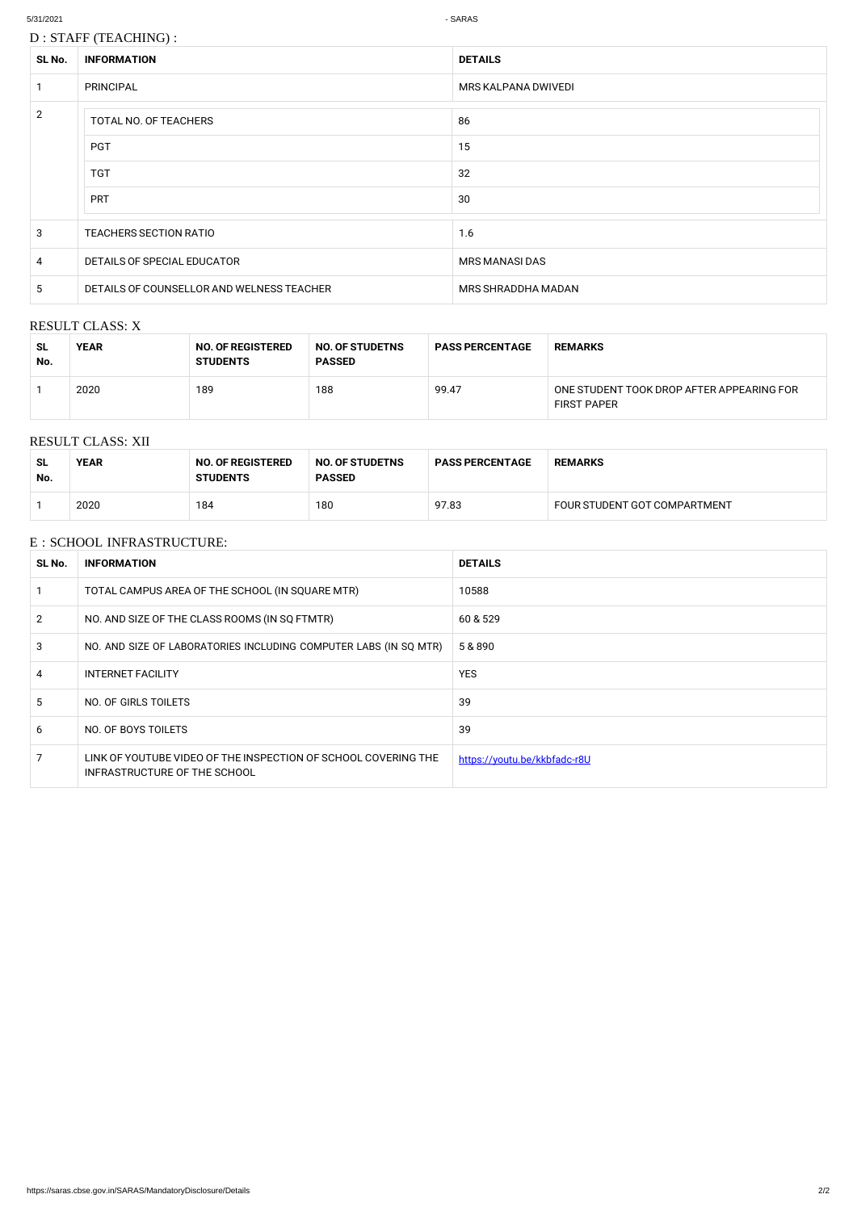## D : STAFF (TEACHING) :

| SL No. | INFORMATION | DETAILS |
|---|---|---|
| 1 | PRINCIPAL | MRS KALPANA DWIVEDI |
| 2 | TOTAL NO. OF TEACHERS | 86 |
| | PGT | 15 |
| | TGT | 32 |
| | PRT | 30 |
| 3 | TEACHERS SECTION RATIO | 1.6 |
| 4 | DETAILS OF SPECIAL EDUCATOR | MRS MANASI DAS |
| 5 | DETAILS OF COUNSELLOR AND WELNESS TEACHER | MRS SHRADDHA MADAN |

## RESULT CLASS: X

| SL No. | YEAR | NO. OF REGISTERED STUDENTS | NO. OF STUDETNS PASSED | PASS PERCENTAGE | REMARKS |
|---|---|---|---|---|---|
| 1 | 2020 | 189 | 188 | 99.47 | ONE STUDENT TOOK DROP AFTER APPEARING FOR FIRST PAPER |

## RESULT CLASS: XII

| SL No. | YEAR | NO. OF REGISTERED STUDENTS | NO. OF STUDETNS PASSED | PASS PERCENTAGE | REMARKS |
|---|---|---|---|---|---|
| 1 | 2020 | 184 | 180 | 97.83 | FOUR STUDENT GOT COMPARTMENT |

## E : SCHOOL INFRASTRUCTURE:

| SL No. | INFORMATION | DETAILS |
|---|---|---|
| 1 | TOTAL CAMPUS AREA OF THE SCHOOL (IN SQUARE MTR) | 10588 |
| 2 | NO. AND SIZE OF THE CLASS ROOMS (IN SQ FTMTR) | 60 & 529 |
| 3 | NO. AND SIZE OF LABORATORIES INCLUDING COMPUTER LABS (IN SQ MTR) | 5 & 890 |
| 4 | INTERNET FACILITY | YES |
| 5 | NO. OF GIRLS TOILETS | 39 |
| 6 | NO. OF BOYS TOILETS | 39 |
| 7 | LINK OF YOUTUBE VIDEO OF THE INSPECTION OF SCHOOL COVERING THE INFRASTRUCTURE OF THE SCHOOL | https://youtu.be/kkbfadc-r8U |